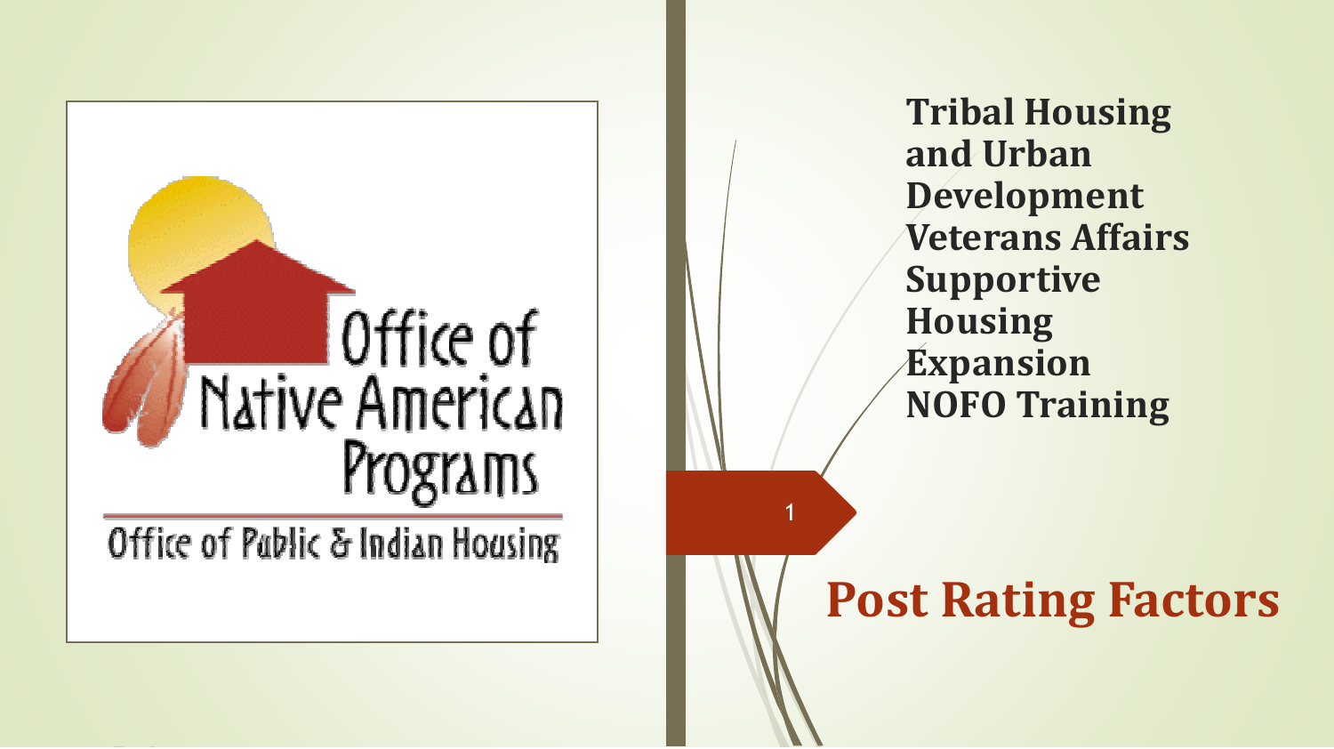Office of Native American Programs

Office of Public & Indian Housing

# Tribal Housing and Urban Development Veterans Affairs Supportive Housing Expansion NOFO Training

## Post Rating Factors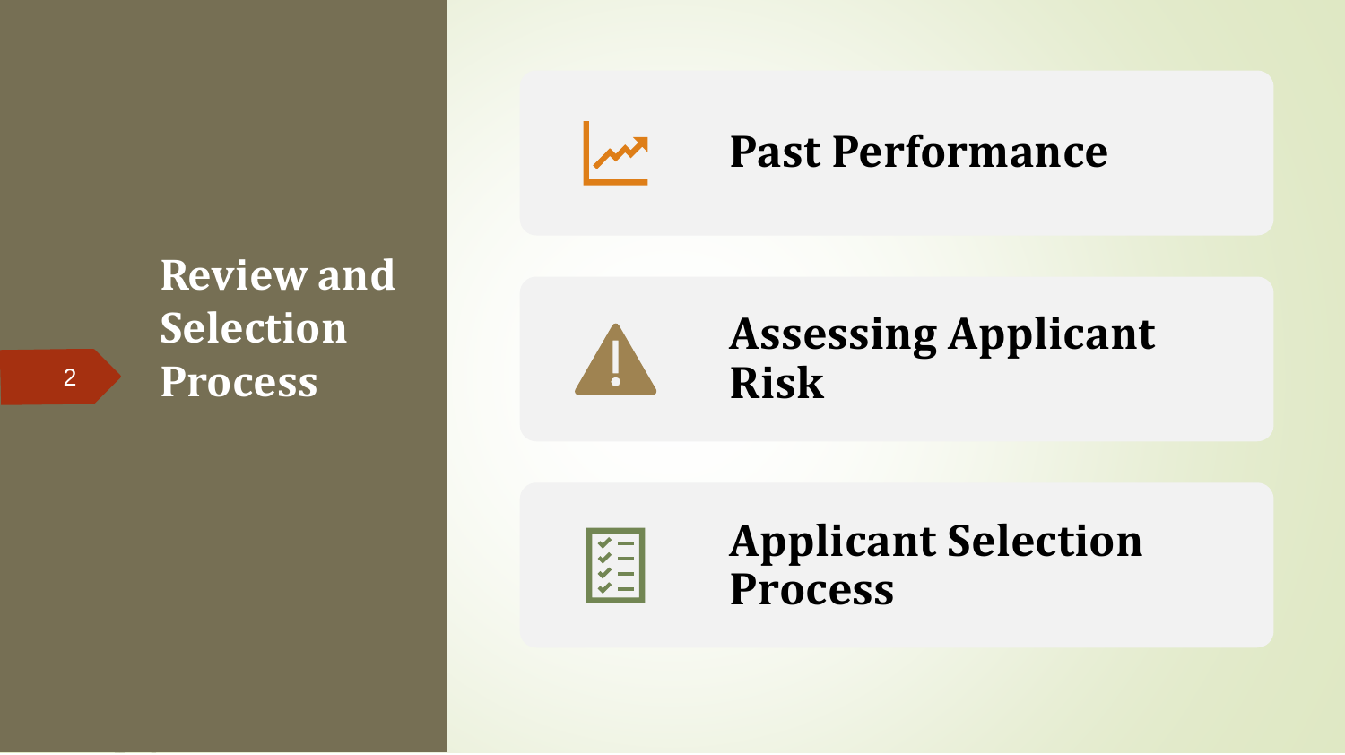# Review and Selection Process

- Past Performance
- Assessing Applicant Risk
- Applicant Selection Process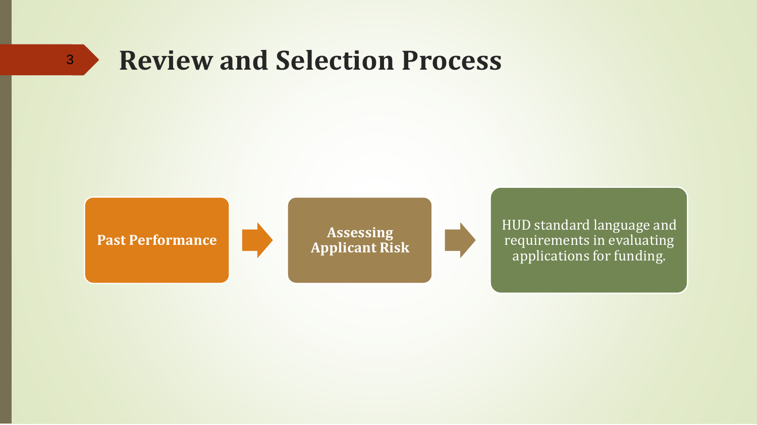# Review and Selection Process

**Past Performance** → **Assessing Applicant Risk** → HUD standard language and requirements in evaluating applications for funding.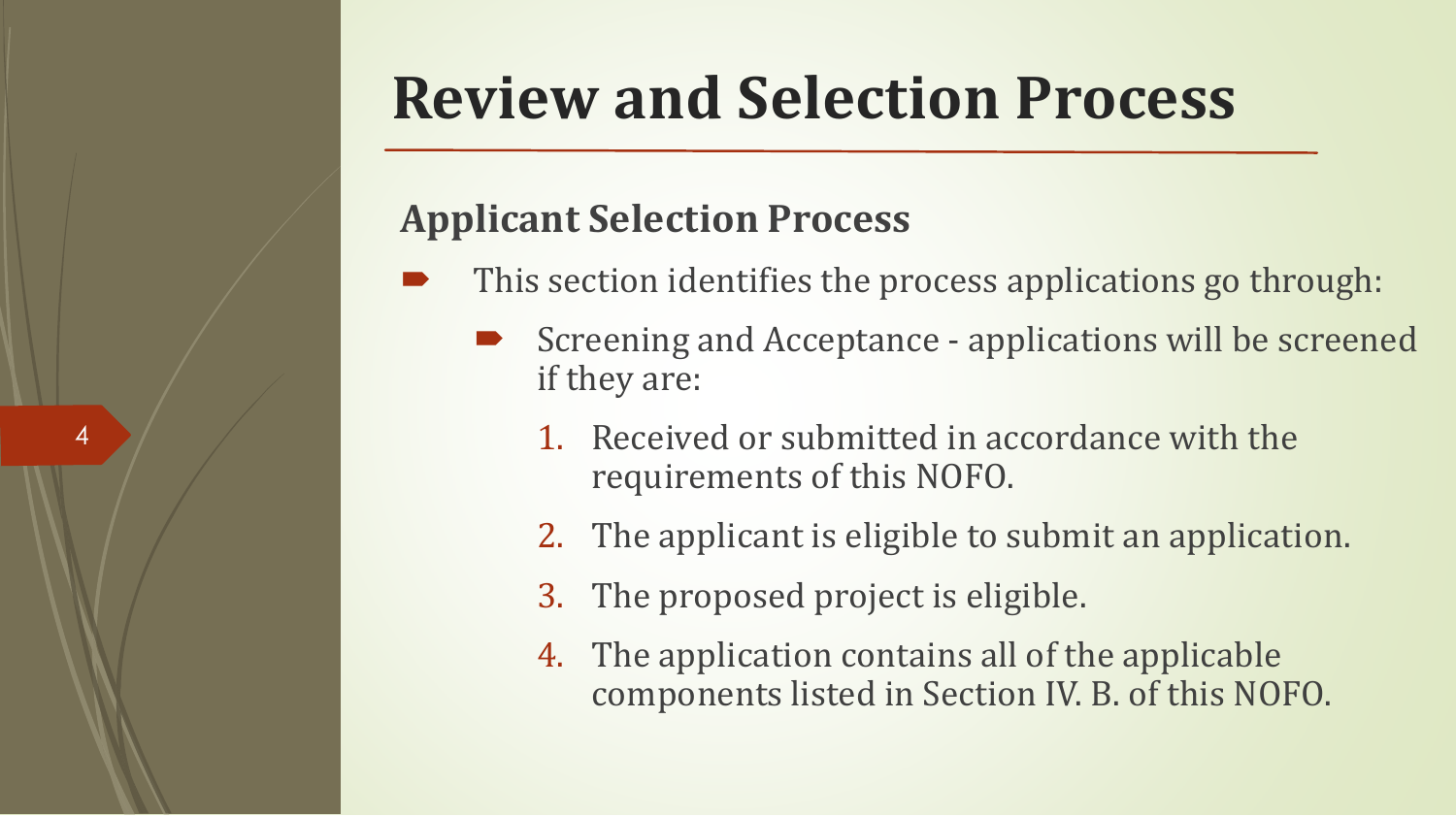# Review and Selection Process

## Applicant Selection Process

- This section identifies the process applications go through:
  - Screening and Acceptance - applications will be screened if they are:
    1. Received or submitted in accordance with the requirements of this NOFO.
    2. The applicant is eligible to submit an application.
    3. The proposed project is eligible.
    4. The application contains all of the applicable components listed in Section IV. B. of this NOFO.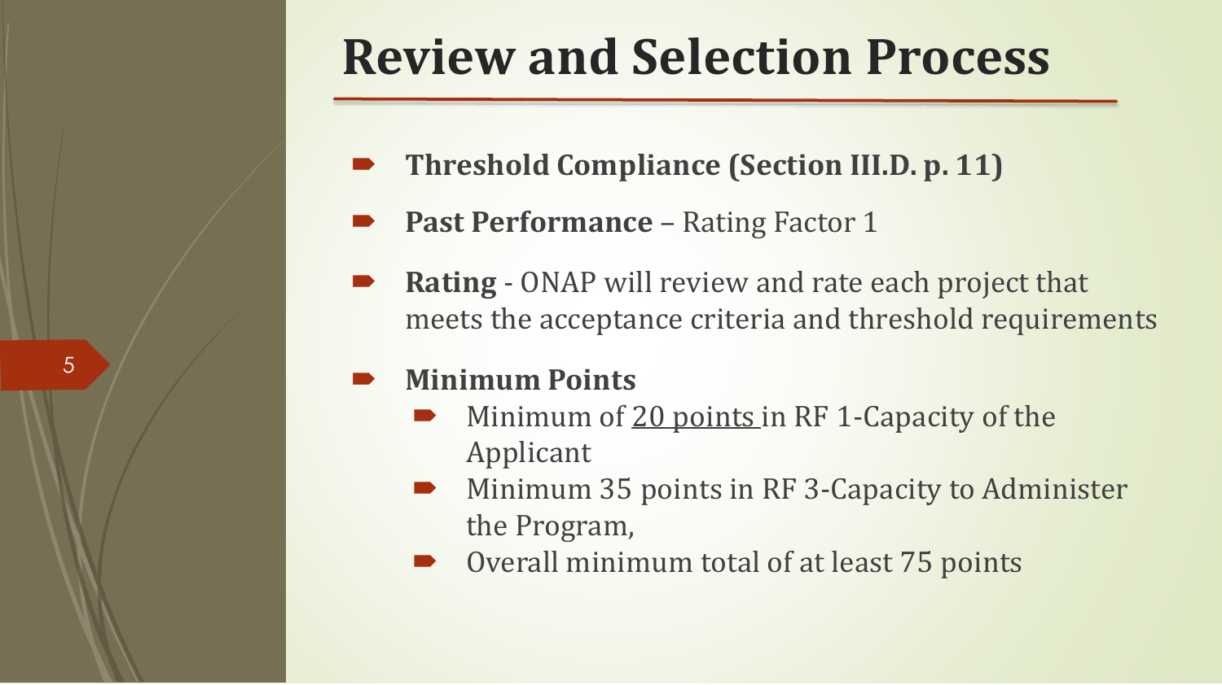# Review and Selection Process

- **Threshold Compliance (Section III.D. p. 11)**
- **Past Performance** – Rating Factor 1
- **Rating** - ONAP will review and rate each project that meets the acceptance criteria and threshold requirements
- **Minimum Points**
  - Minimum of 20 points in RF 1-Capacity of the Applicant
  - Minimum 35 points in RF 3-Capacity to Administer the Program,
  - Overall minimum total of at least 75 points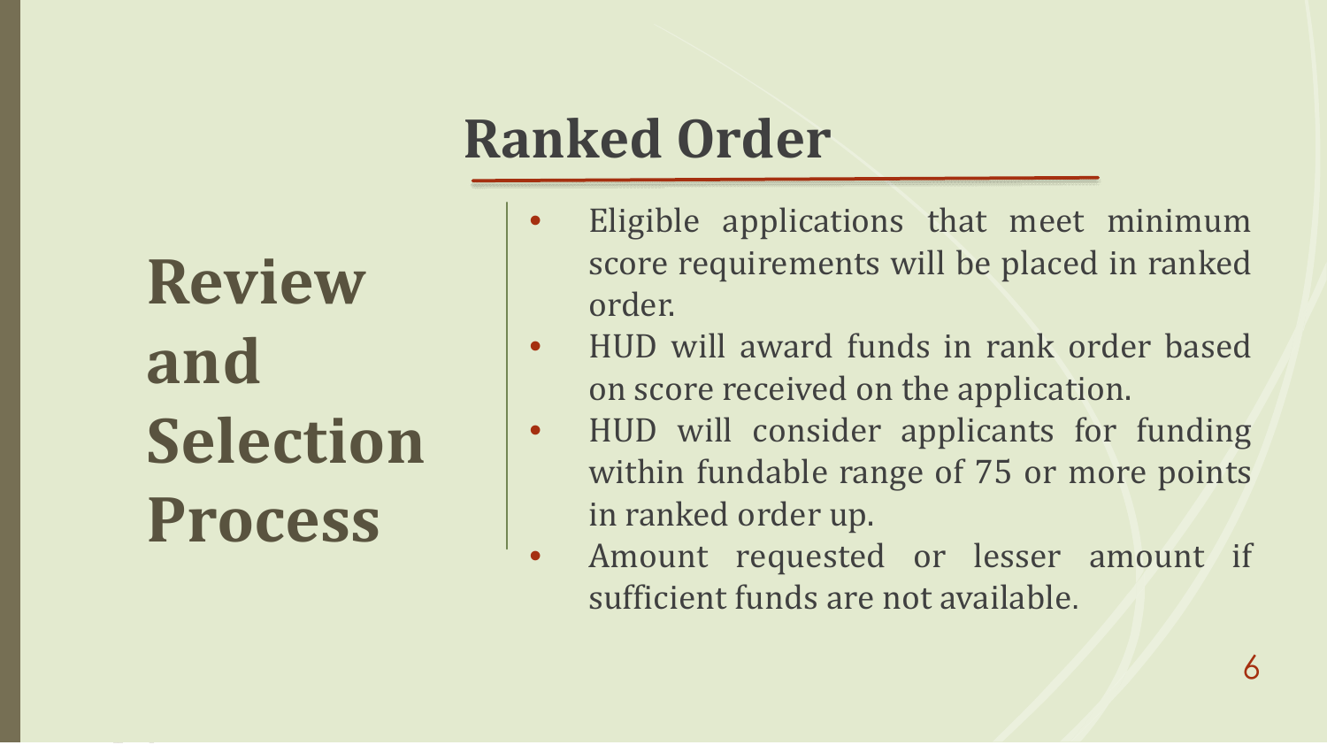# Review and Selection Process

## Ranked Order

- Eligible applications that meet minimum score requirements will be placed in ranked order.
- HUD will award funds in rank order based on score received on the application.
- HUD will consider applicants for funding within fundable range of 75 or more points in ranked order up.
- Amount requested or lesser amount if sufficient funds are not available.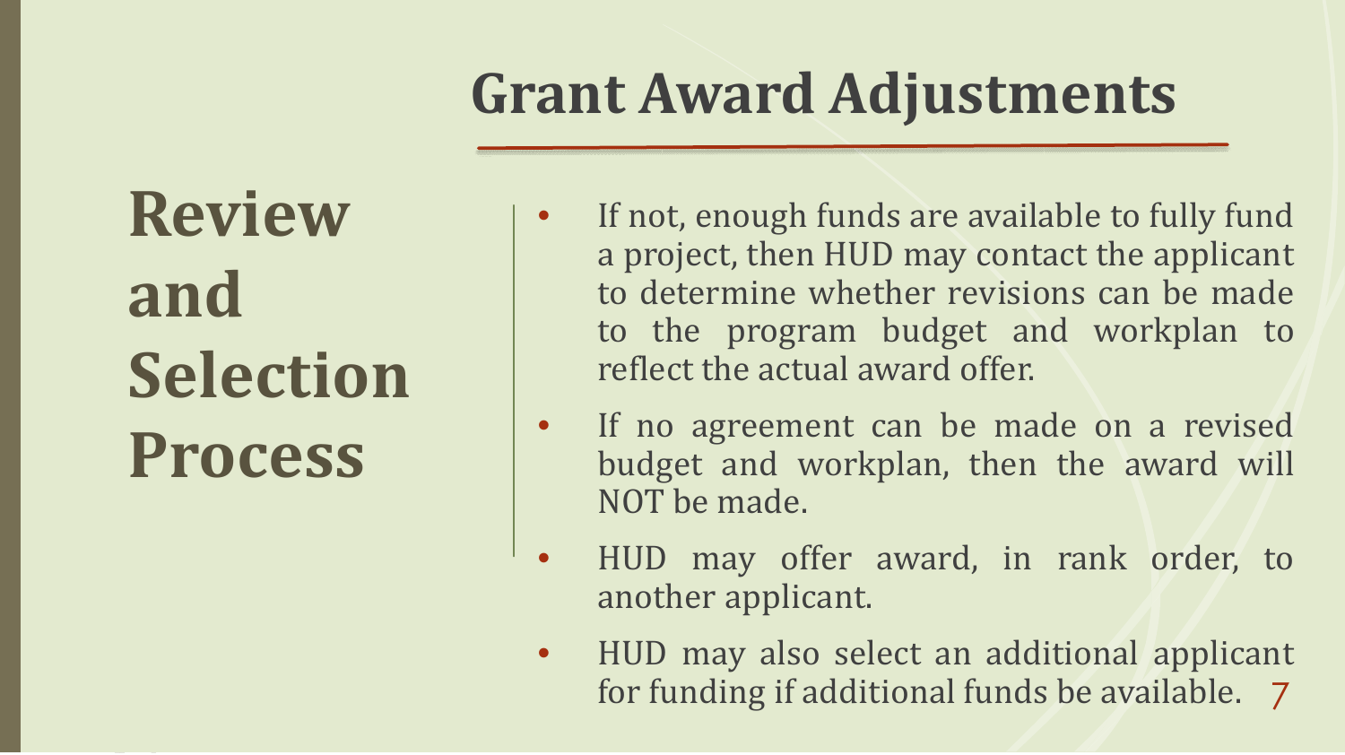# Grant Award Adjustments

## Review and Selection Process

- If not, enough funds are available to fully fund a project, then HUD may contact the applicant to determine whether revisions can be made to the program budget and workplan to reflect the actual award offer.
- If no agreement can be made on a revised budget and workplan, then the award will NOT be made.
- HUD may offer award, in rank order, to another applicant.
- HUD may also select an additional applicant for funding if additional funds be available.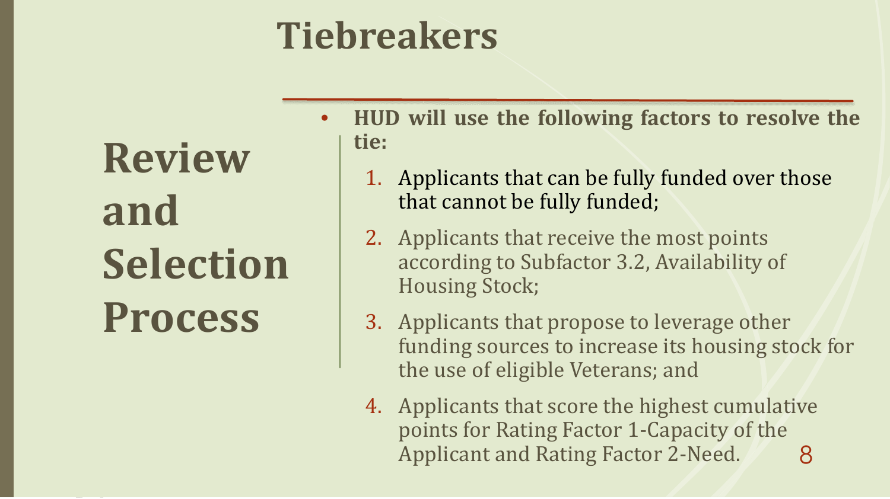# Tiebreakers

## Review and Selection Process

- **HUD will use the following factors to resolve the tie:**
  1. Applicants that can be fully funded over those that cannot be fully funded;
  2. Applicants that receive the most points according to Subfactor 3.2, Availability of Housing Stock;
  3. Applicants that propose to leverage other funding sources to increase its housing stock for the use of eligible Veterans; and
  4. Applicants that score the highest cumulative points for Rating Factor 1-Capacity of the Applicant and Rating Factor 2-Need.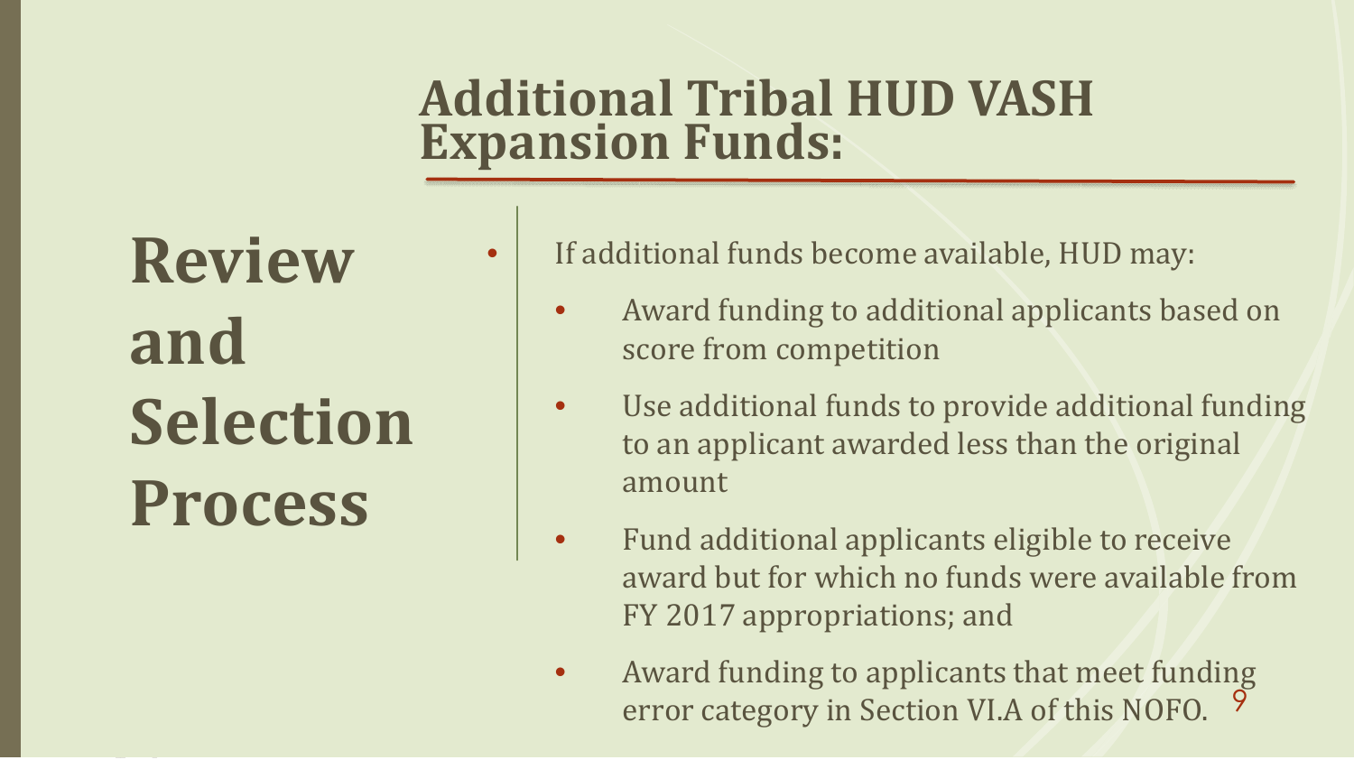# Additional Tribal HUD VASH Expansion Funds:

## Review and Selection Process

- If additional funds become available, HUD may:
  - Award funding to additional applicants based on score from competition
  - Use additional funds to provide additional funding to an applicant awarded less than the original amount
  - Fund additional applicants eligible to receive award but for which no funds were available from FY 2017 appropriations; and
  - Award funding to applicants that meet funding error category in Section VI.A of this NOFO.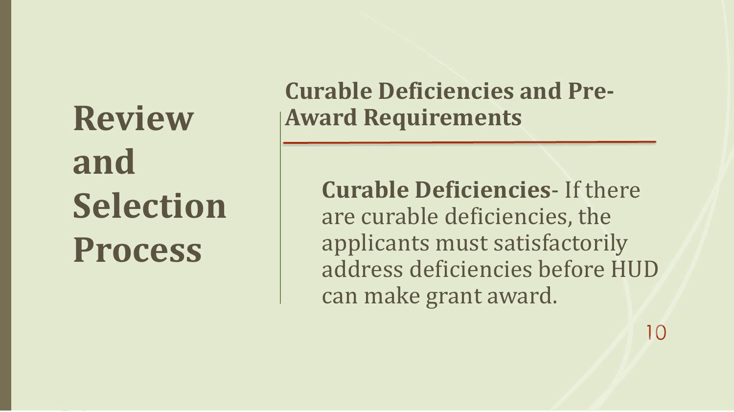# Review and Selection Process

## Curable Deficiencies and Pre-Award Requirements

**Curable Deficiencies**- If there are curable deficiencies, the applicants must satisfactorily address deficiencies before HUD can make grant award.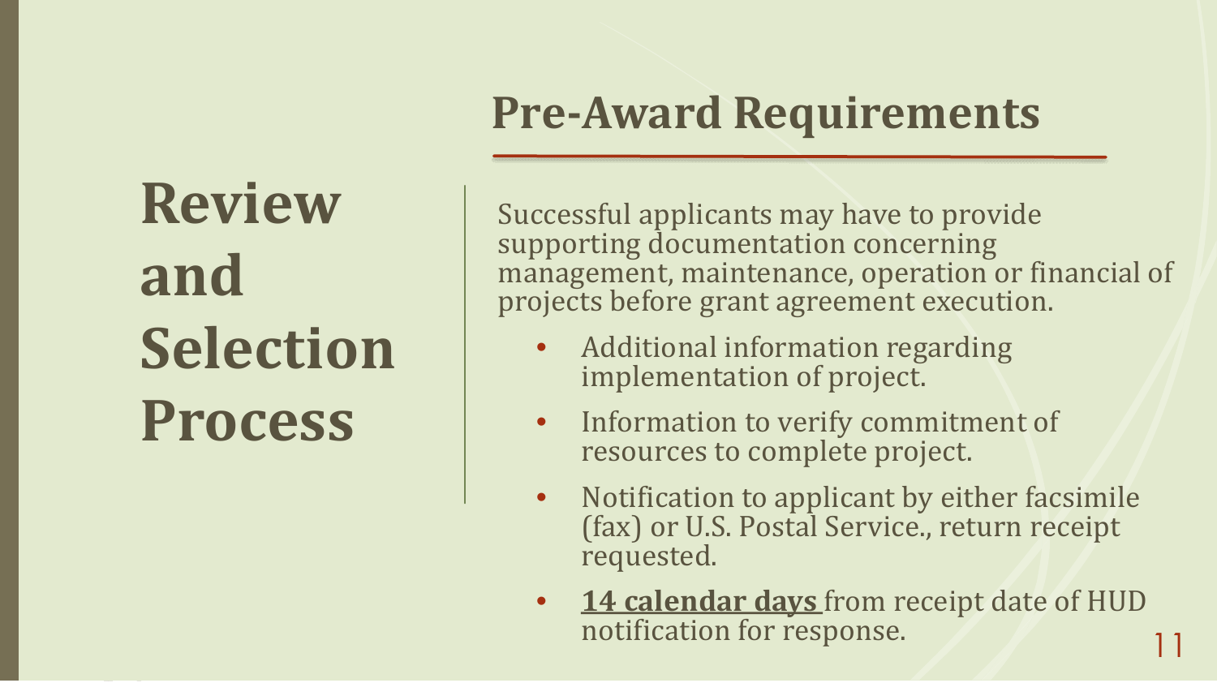# Review and Selection Process

## Pre-Award Requirements

Successful applicants may have to provide supporting documentation concerning management, maintenance, operation or financial of projects before grant agreement execution.

- Additional information regarding implementation of project.
- Information to verify commitment of resources to complete project.
- Notification to applicant by either facsimile (fax) or U.S. Postal Service., return receipt requested.
- **14 calendar days** from receipt date of HUD notification for response.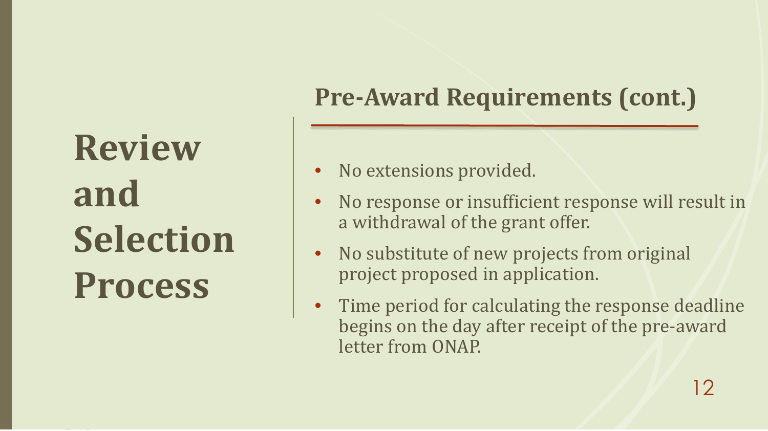# Review and Selection Process

## Pre-Award Requirements (cont.)

- No extensions provided.
- No response or insufficient response will result in a withdrawal of the grant offer.
- No substitute of new projects from original project proposed in application.
- Time period for calculating the response deadline begins on the day after receipt of the pre-award letter from ONAP.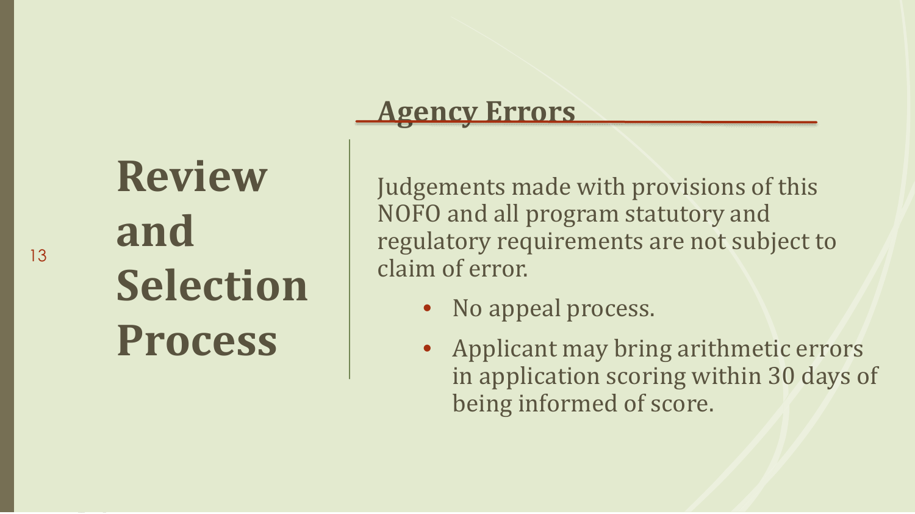# Review and Selection Process

## Agency Errors

Judgements made with provisions of this NOFO and all program statutory and regulatory requirements are not subject to claim of error.

- No appeal process.
- Applicant may bring arithmetic errors in application scoring within 30 days of being informed of score.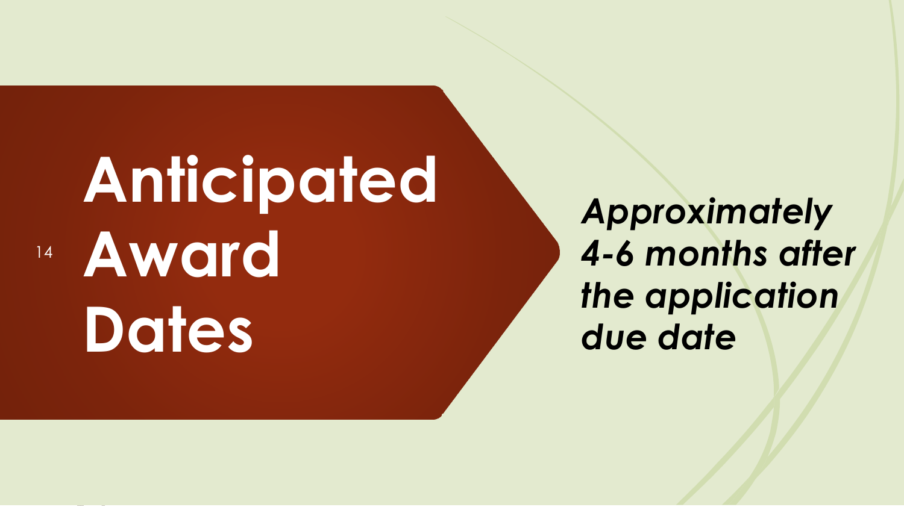# Anticipated Award Dates

***Approximately 4-6 months after the application due date***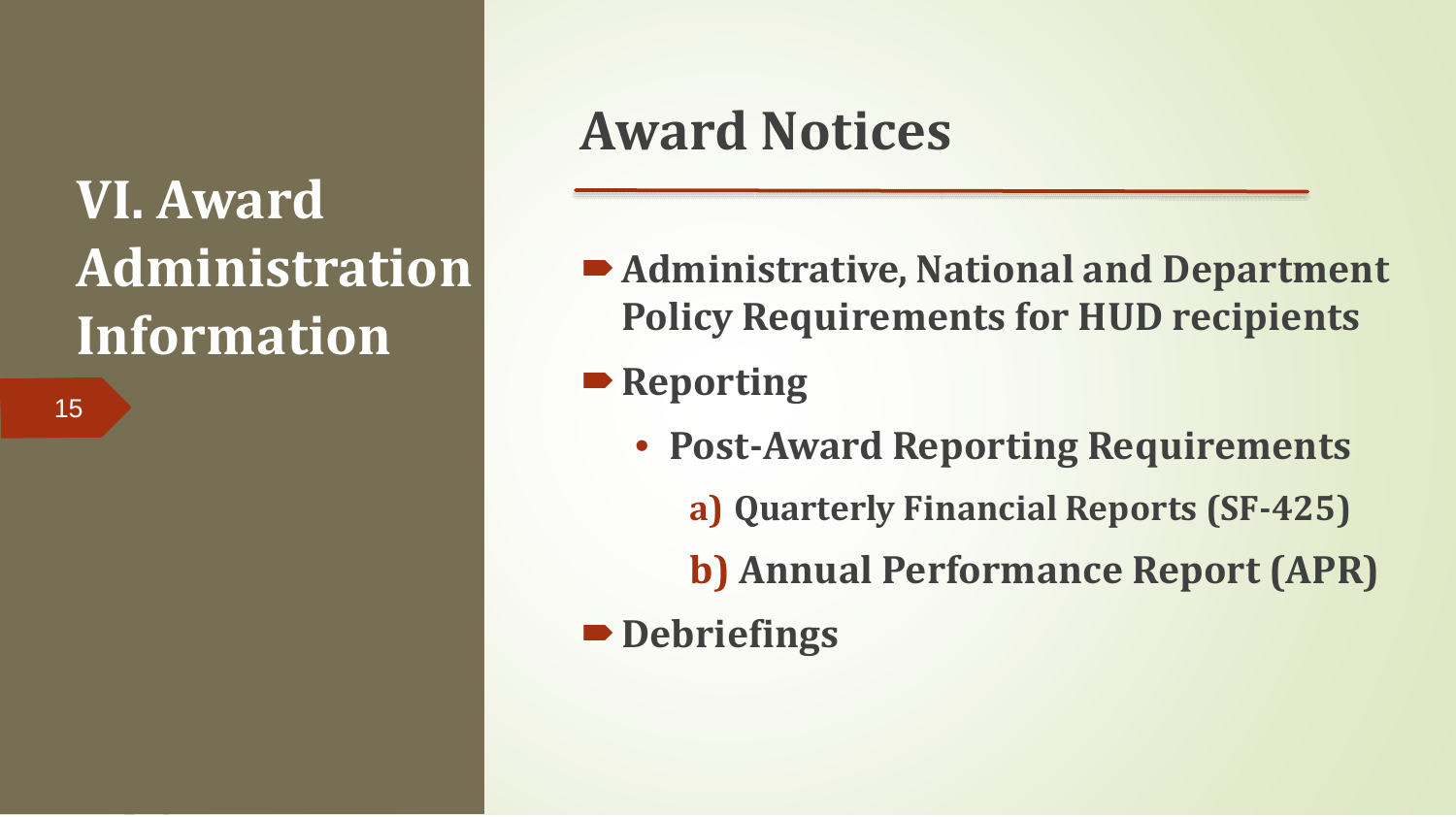# VI. Award Administration Information

## Award Notices

- **Administrative, National and Department Policy Requirements for HUD recipients**
- **Reporting**
  - **Post-Award Reporting Requirements**
    - **a) Quarterly Financial Reports (SF-425)**
    - **b) Annual Performance Report (APR)**
- **Debriefings**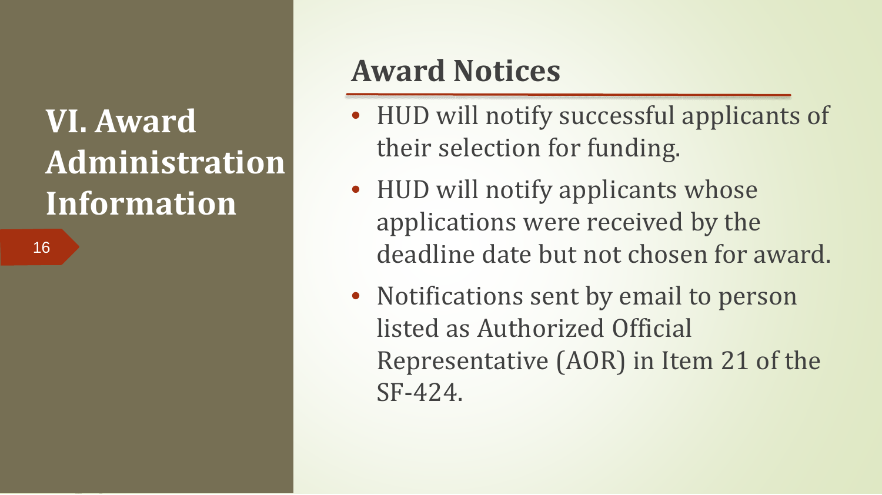# VI. Award Administration Information

## Award Notices

- HUD will notify successful applicants of their selection for funding.
- HUD will notify applicants whose applications were received by the deadline date but not chosen for award.
- Notifications sent by email to person listed as Authorized Official Representative (AOR) in Item 21 of the SF-424.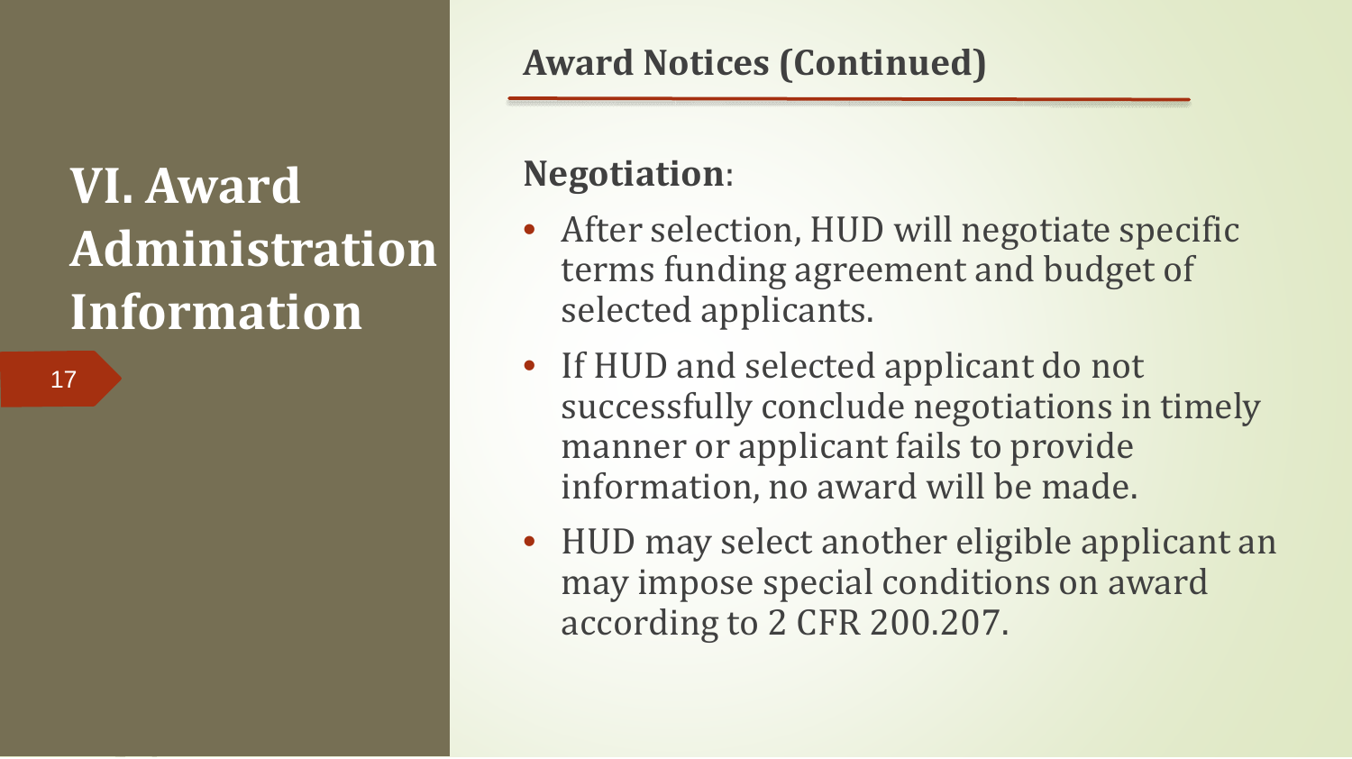# VI. Award Administration Information

## Award Notices (Continued)

**Negotiation**:

- After selection, HUD will negotiate specific terms funding agreement and budget of selected applicants.
- If HUD and selected applicant do not successfully conclude negotiations in timely manner or applicant fails to provide information, no award will be made.
- HUD may select another eligible applicant an may impose special conditions on award according to 2 CFR 200.207.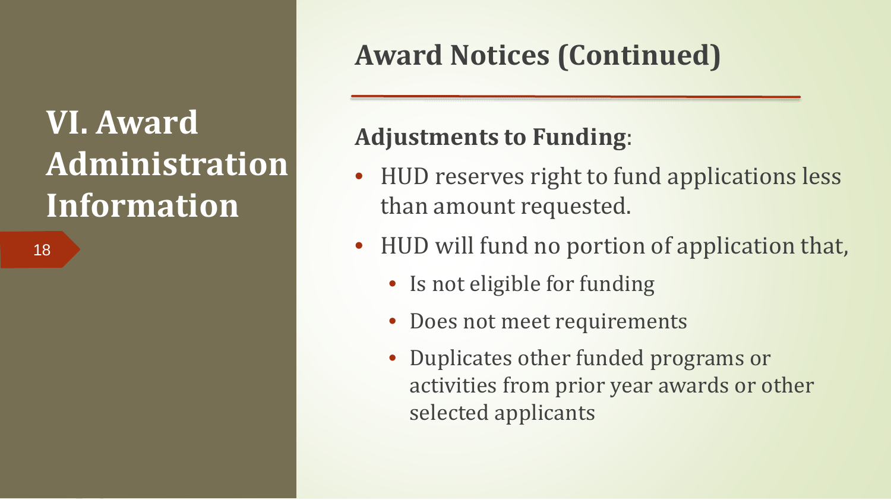# VI. Award Administration Information

## Award Notices (Continued)

**Adjustments to Funding**:

- HUD reserves right to fund applications less than amount requested.
- HUD will fund no portion of application that,
  - Is not eligible for funding
  - Does not meet requirements
  - Duplicates other funded programs or activities from prior year awards or other selected applicants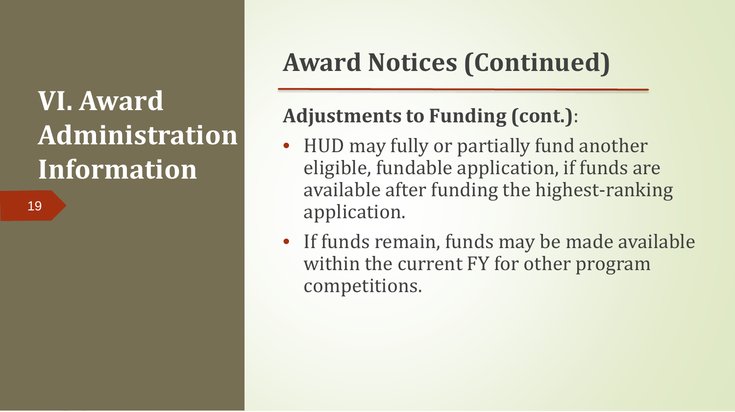# VI. Award Administration Information

## Award Notices (Continued)

**Adjustments to Funding (cont.)**:

- HUD may fully or partially fund another eligible, fundable application, if funds are available after funding the highest-ranking application.
- If funds remain, funds may be made available within the current FY for other program competitions.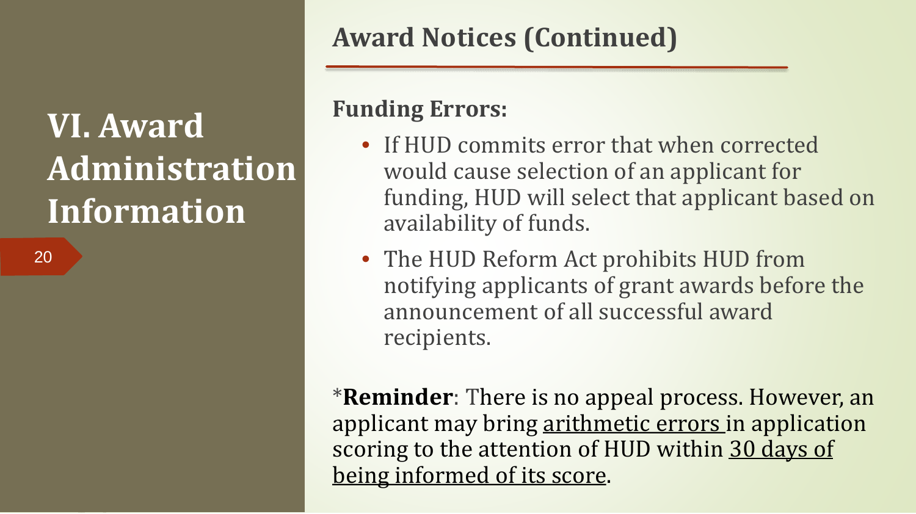# VI. Award Administration Information

## Award Notices (Continued)

**Funding Errors:**

- If HUD commits error that when corrected would cause selection of an applicant for funding, HUD will select that applicant based on availability of funds.
- The HUD Reform Act prohibits HUD from notifying applicants of grant awards before the announcement of all successful award recipients.

\***Reminder**: There is no appeal process. However, an applicant may bring <u>arithmetic errors</u> in application scoring to the attention of HUD within <u>30 days of being informed of its score</u>.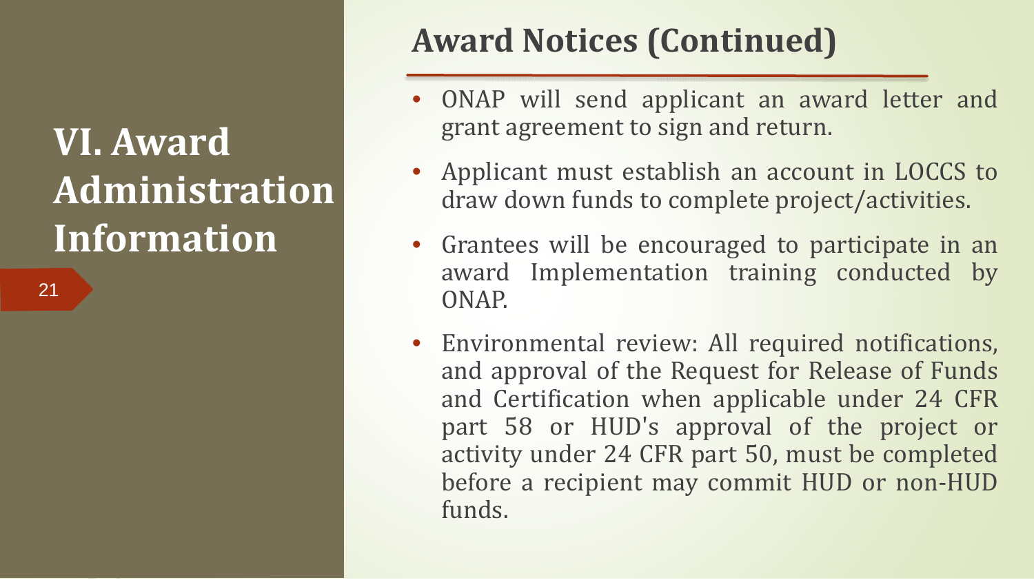# VI. Award Administration Information

## Award Notices (Continued)

- ONAP will send applicant an award letter and grant agreement to sign and return.
- Applicant must establish an account in LOCCS to draw down funds to complete project/activities.
- Grantees will be encouraged to participate in an award Implementation training conducted by ONAP.
- Environmental review: All required notifications, and approval of the Request for Release of Funds and Certification when applicable under 24 CFR part 58 or HUD's approval of the project or activity under 24 CFR part 50, must be completed before a recipient may commit HUD or non-HUD funds.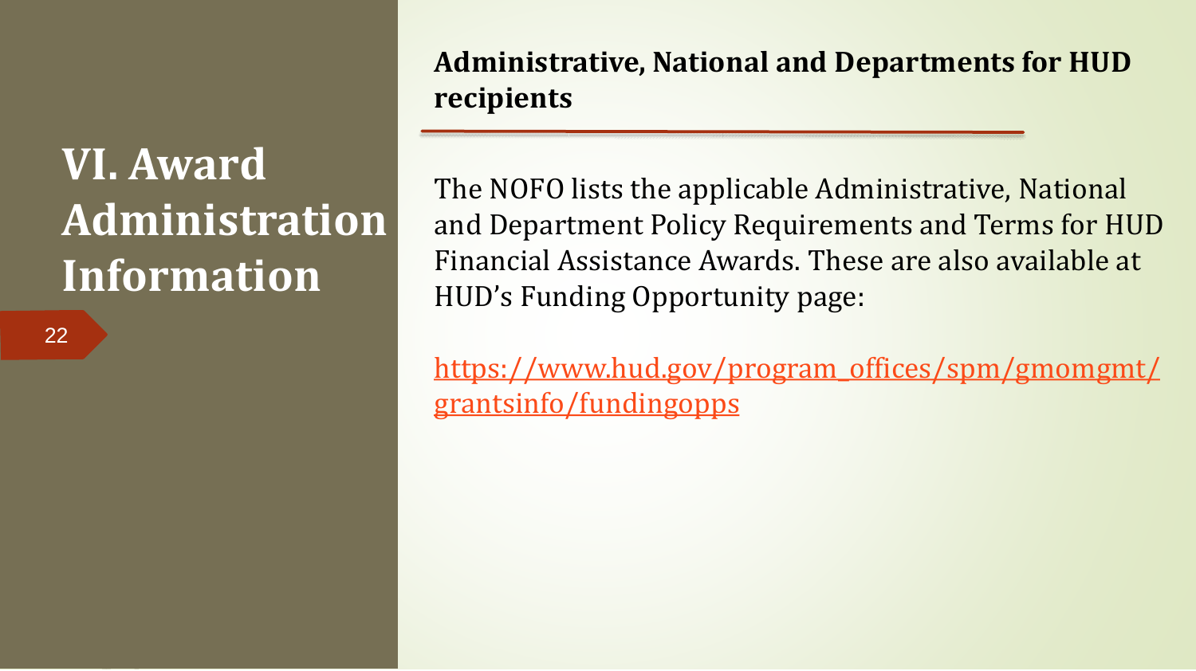# VI. Award Administration Information

## Administrative, National and Departments for HUD recipients

The NOFO lists the applicable Administrative, National and Department Policy Requirements and Terms for HUD Financial Assistance Awards. These are also available at HUD's Funding Opportunity page:

https://www.hud.gov/program_offices/spm/gmomgmt/grantsinfo/fundingopps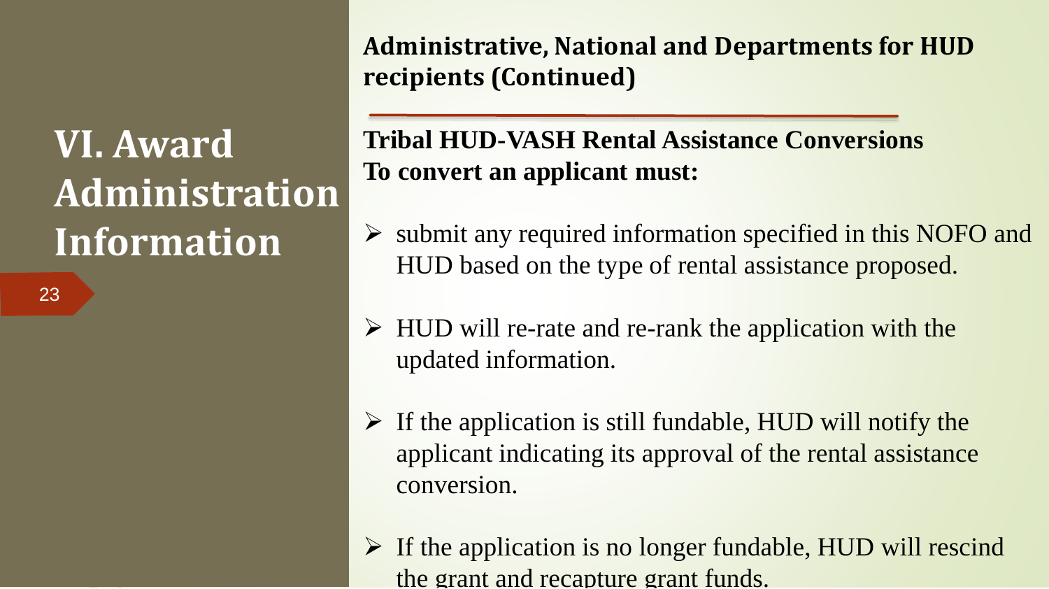# VI. Award Administration Information

**Administrative, National and Departments for HUD recipients (Continued)**

**Tribal HUD-VASH Rental Assistance Conversions**
**To convert an applicant must:**

- submit any required information specified in this NOFO and HUD based on the type of rental assistance proposed.
- HUD will re-rate and re-rank the application with the updated information.
- If the application is still fundable, HUD will notify the applicant indicating its approval of the rental assistance conversion.
- If the application is no longer fundable, HUD will rescind the grant and recapture grant funds.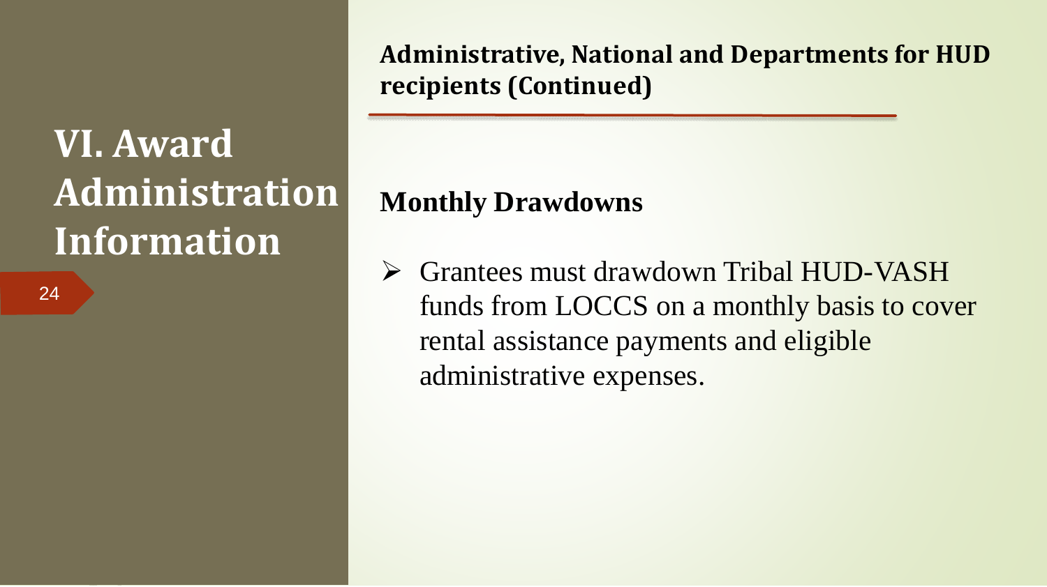# VI. Award Administration Information

## Administrative, National and Departments for HUD recipients (Continued)

### Monthly Drawdowns

- Grantees must drawdown Tribal HUD-VASH funds from LOCCS on a monthly basis to cover rental assistance payments and eligible administrative expenses.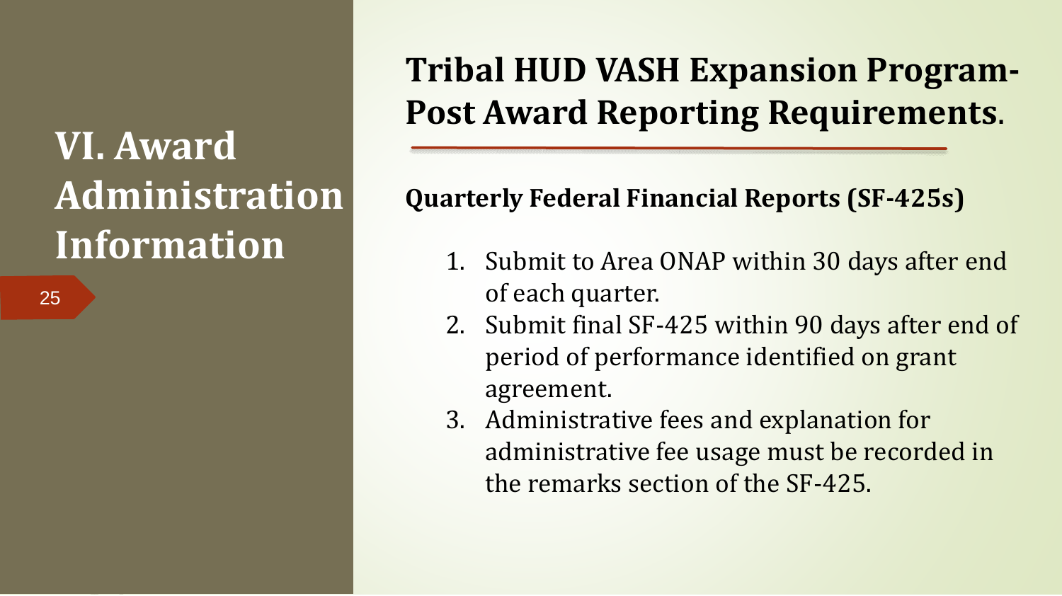# VI. Award Administration Information

## Tribal HUD VASH Expansion Program-Post Award Reporting Requirements.

**Quarterly Federal Financial Reports (SF-425s)**

1. Submit to Area ONAP within 30 days after end of each quarter.
2. Submit final SF-425 within 90 days after end of period of performance identified on grant agreement.
3. Administrative fees and explanation for administrative fee usage must be recorded in the remarks section of the SF-425.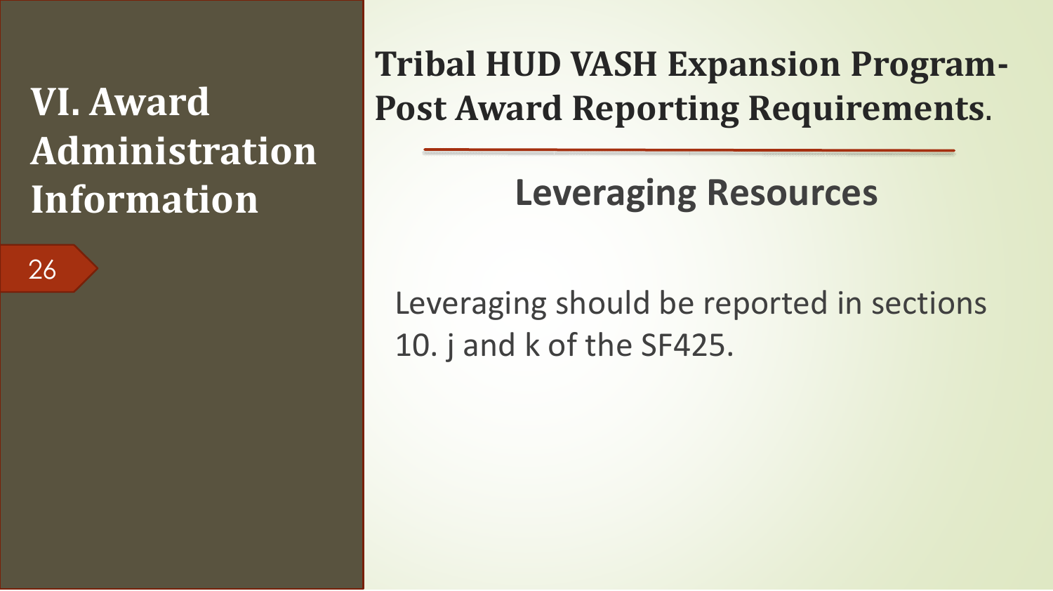# VI. Award Administration Information

## Tribal HUD VASH Expansion Program-Post Award Reporting Requirements.

### Leveraging Resources

Leveraging should be reported in sections 10. j and k of the SF425.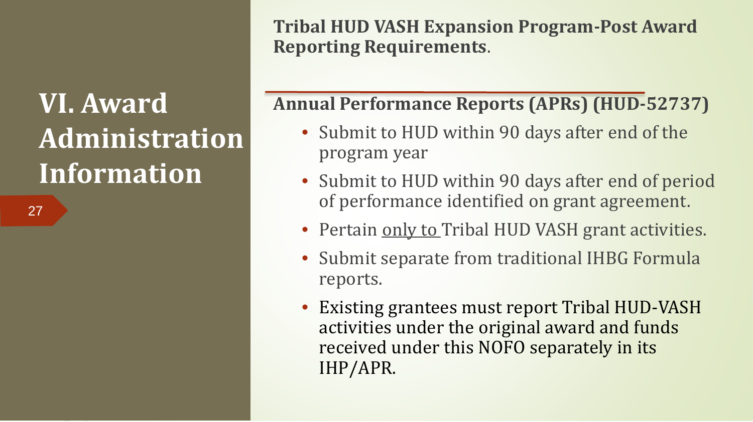# VI. Award Administration Information

**Tribal HUD VASH Expansion Program-Post Award Reporting Requirements**.

## Annual Performance Reports (APRs) (HUD-52737)

- Submit to HUD within 90 days after end of the program year
- Submit to HUD within 90 days after end of period of performance identified on grant agreement.
- Pertain only to Tribal HUD VASH grant activities.
- Submit separate from traditional IHBG Formula reports.
- Existing grantees must report Tribal HUD-VASH activities under the original award and funds received under this NOFO separately in its IHP/APR.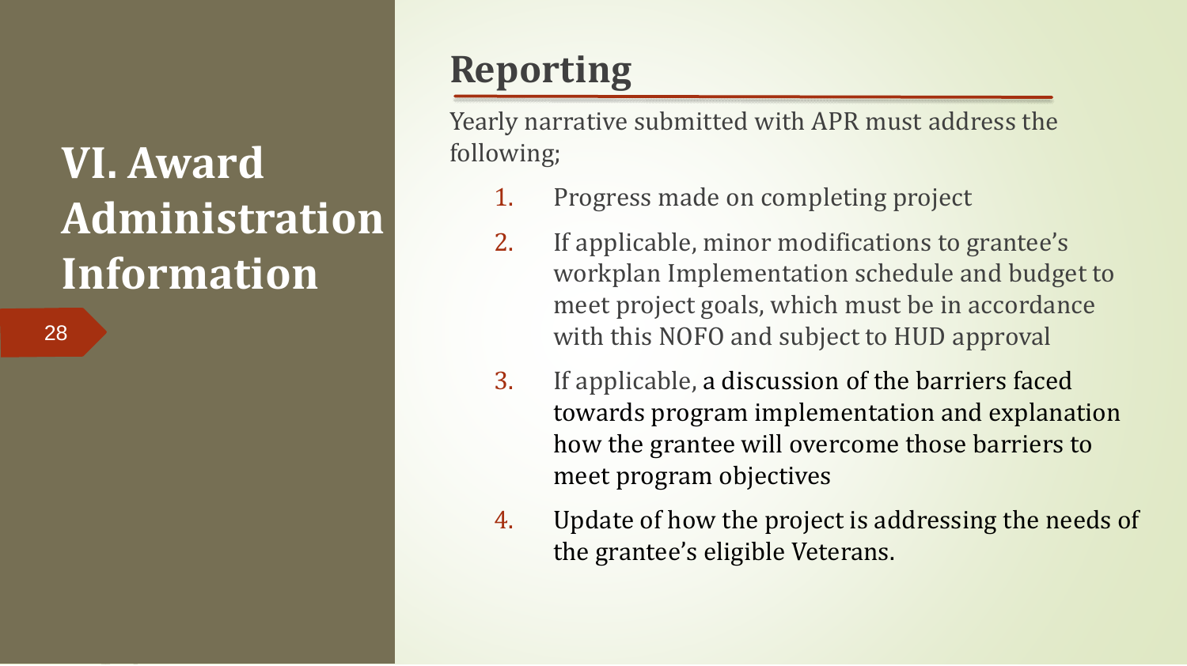# VI. Award Administration Information

## Reporting

Yearly narrative submitted with APR must address the following;

1. Progress made on completing project
2. If applicable, minor modifications to grantee's workplan Implementation schedule and budget to meet project goals, which must be in accordance with this NOFO and subject to HUD approval
3. If applicable, a discussion of the barriers faced towards program implementation and explanation how the grantee will overcome those barriers to meet program objectives
4. Update of how the project is addressing the needs of the grantee's eligible Veterans.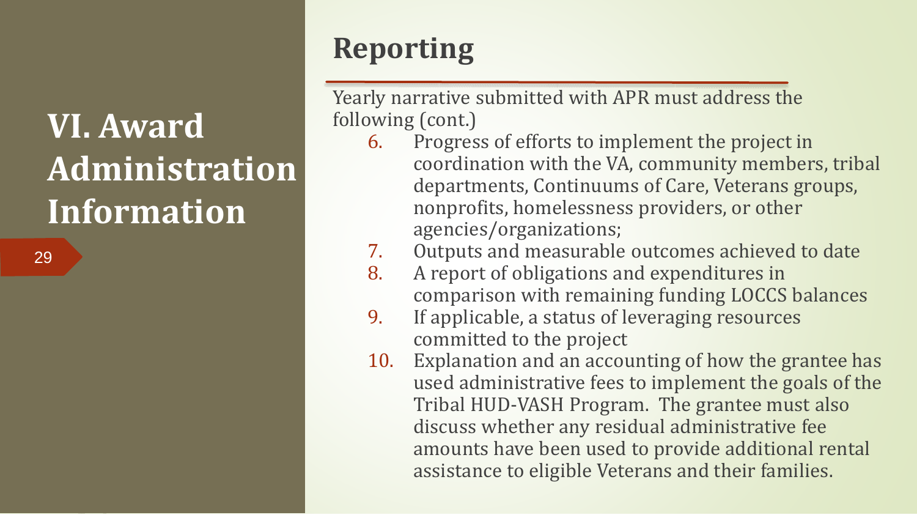# VI. Award Administration Information

## Reporting

Yearly narrative submitted with APR must address the following (cont.)

6. Progress of efforts to implement the project in coordination with the VA, community members, tribal departments, Continuums of Care, Veterans groups, nonprofits, homelessness providers, or other agencies/organizations;
7. Outputs and measurable outcomes achieved to date
8. A report of obligations and expenditures in comparison with remaining funding LOCCS balances
9. If applicable, a status of leveraging resources committed to the project
10. Explanation and an accounting of how the grantee has used administrative fees to implement the goals of the Tribal HUD-VASH Program. The grantee must also discuss whether any residual administrative fee amounts have been used to provide additional rental assistance to eligible Veterans and their families.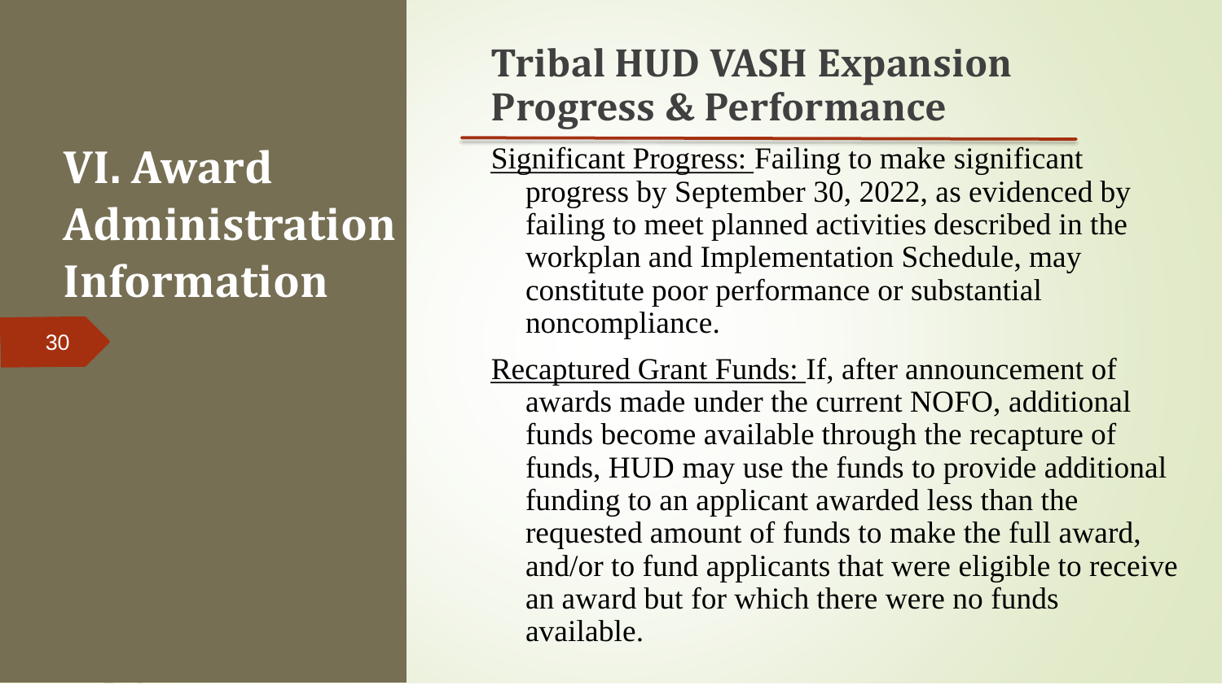# VI. Award Administration Information

## Tribal HUD VASH Expansion Progress & Performance

Significant Progress: Failing to make significant progress by September 30, 2022, as evidenced by failing to meet planned activities described in the workplan and Implementation Schedule, may constitute poor performance or substantial noncompliance.

Recaptured Grant Funds: If, after announcement of awards made under the current NOFO, additional funds become available through the recapture of funds, HUD may use the funds to provide additional funding to an applicant awarded less than the requested amount of funds to make the full award, and/or to fund applicants that were eligible to receive an award but for which there were no funds available.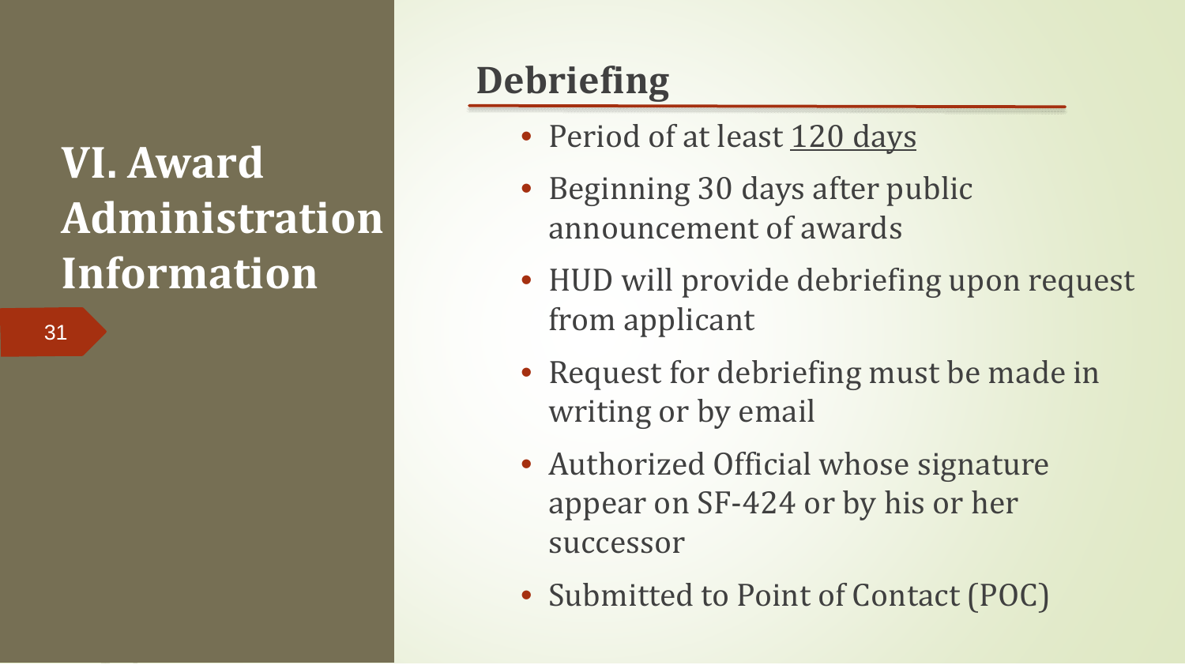# VI. Award Administration Information

## Debriefing

- Period of at least <u>120 days</u>
- Beginning 30 days after public announcement of awards
- HUD will provide debriefing upon request from applicant
- Request for debriefing must be made in writing or by email
- Authorized Official whose signature appear on SF-424 or by his or her successor
- Submitted to Point of Contact (POC)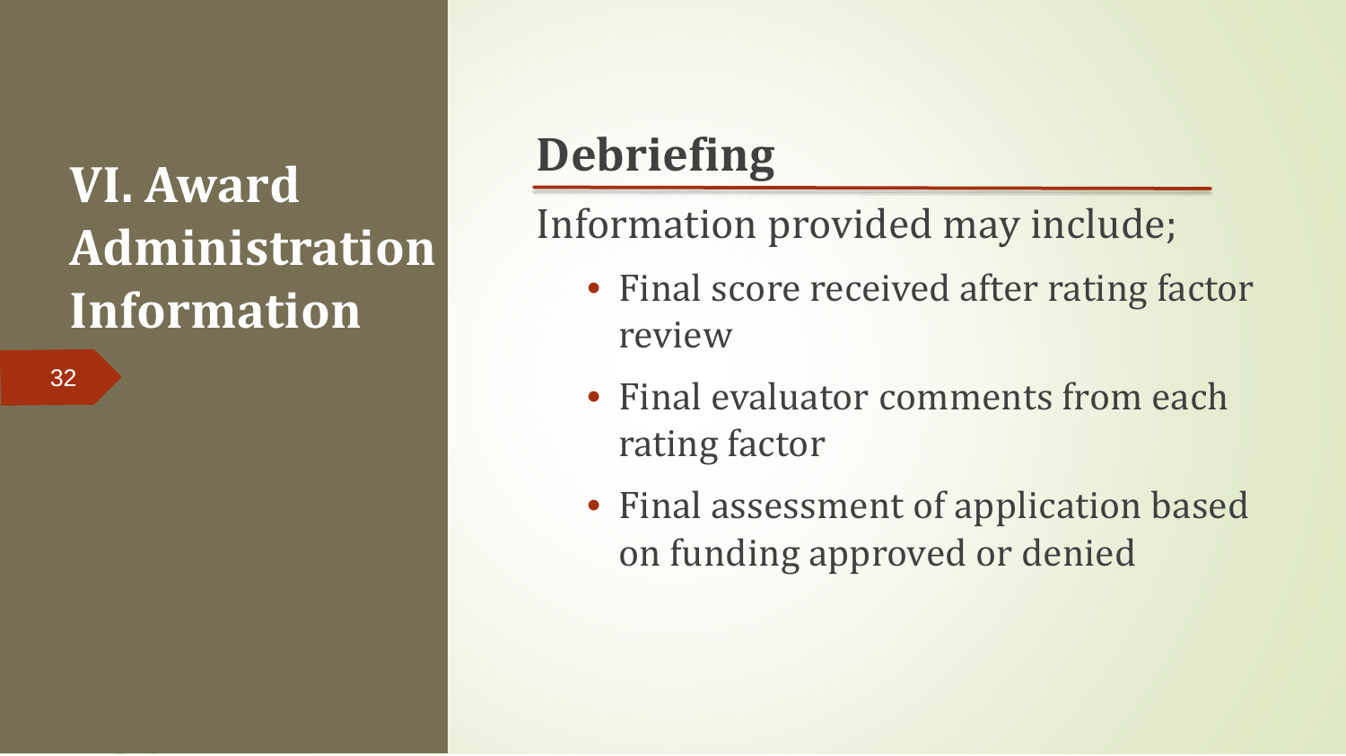# VI. Award Administration Information

## Debriefing

Information provided may include;

- Final score received after rating factor review
- Final evaluator comments from each rating factor
- Final assessment of application based on funding approved or denied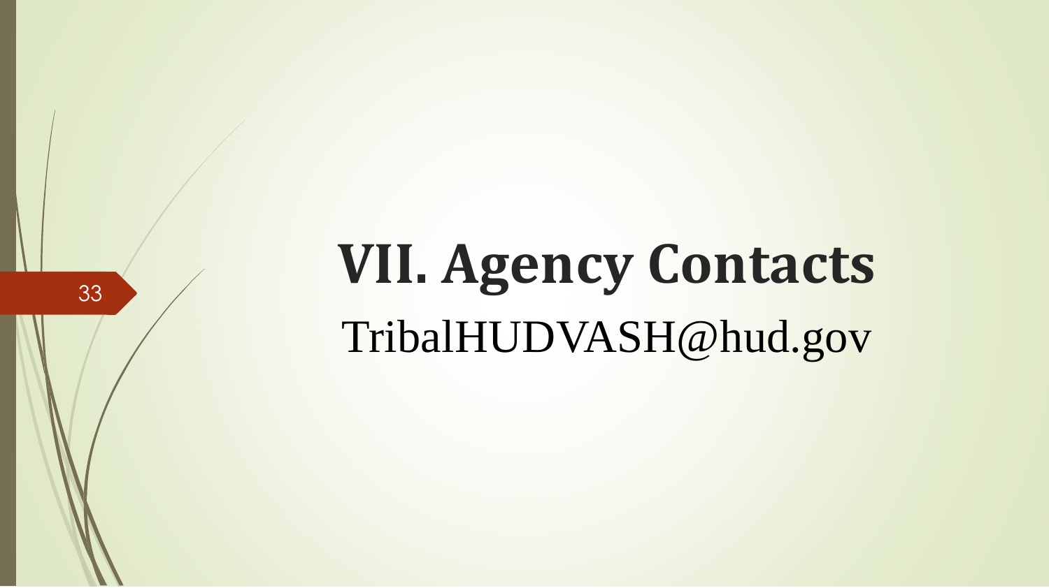# VII. Agency Contacts

TribalHUDVASH@hud.gov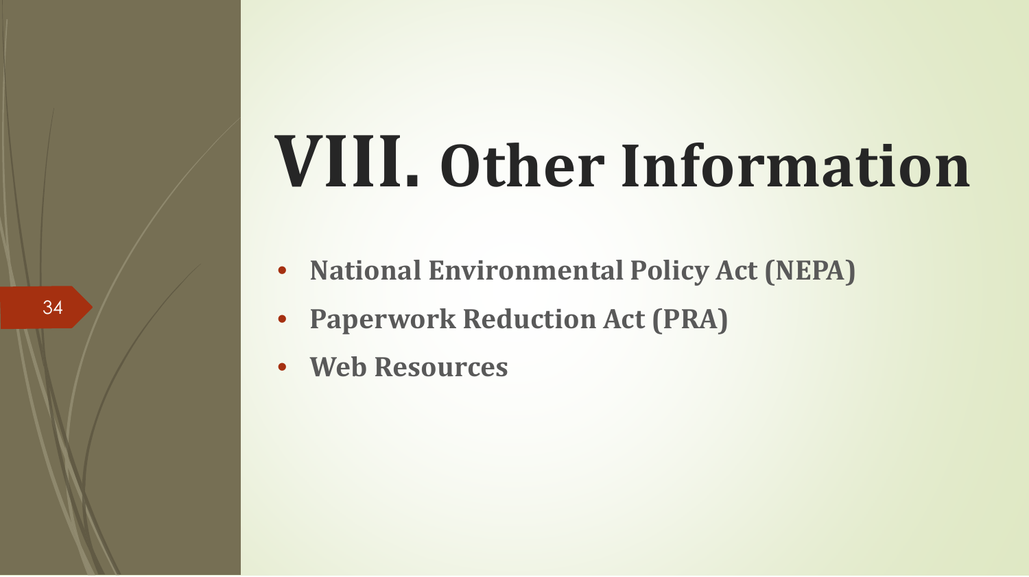# VIII. Other Information

- **National Environmental Policy Act (NEPA)**
- **Paperwork Reduction Act (PRA)**
- **Web Resources**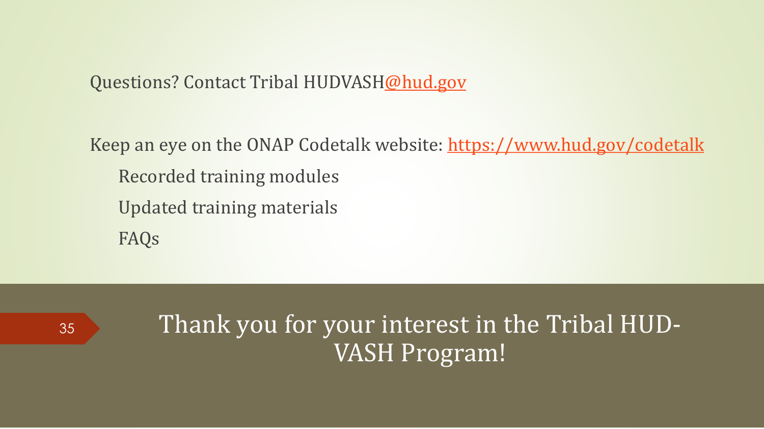Questions? Contact Tribal HUDVASH@hud.gov

Keep an eye on the ONAP Codetalk website: https://www.hud.gov/codetalk

- Recorded training modules
- Updated training materials
- FAQs

# Thank you for your interest in the Tribal HUD-VASH Program!